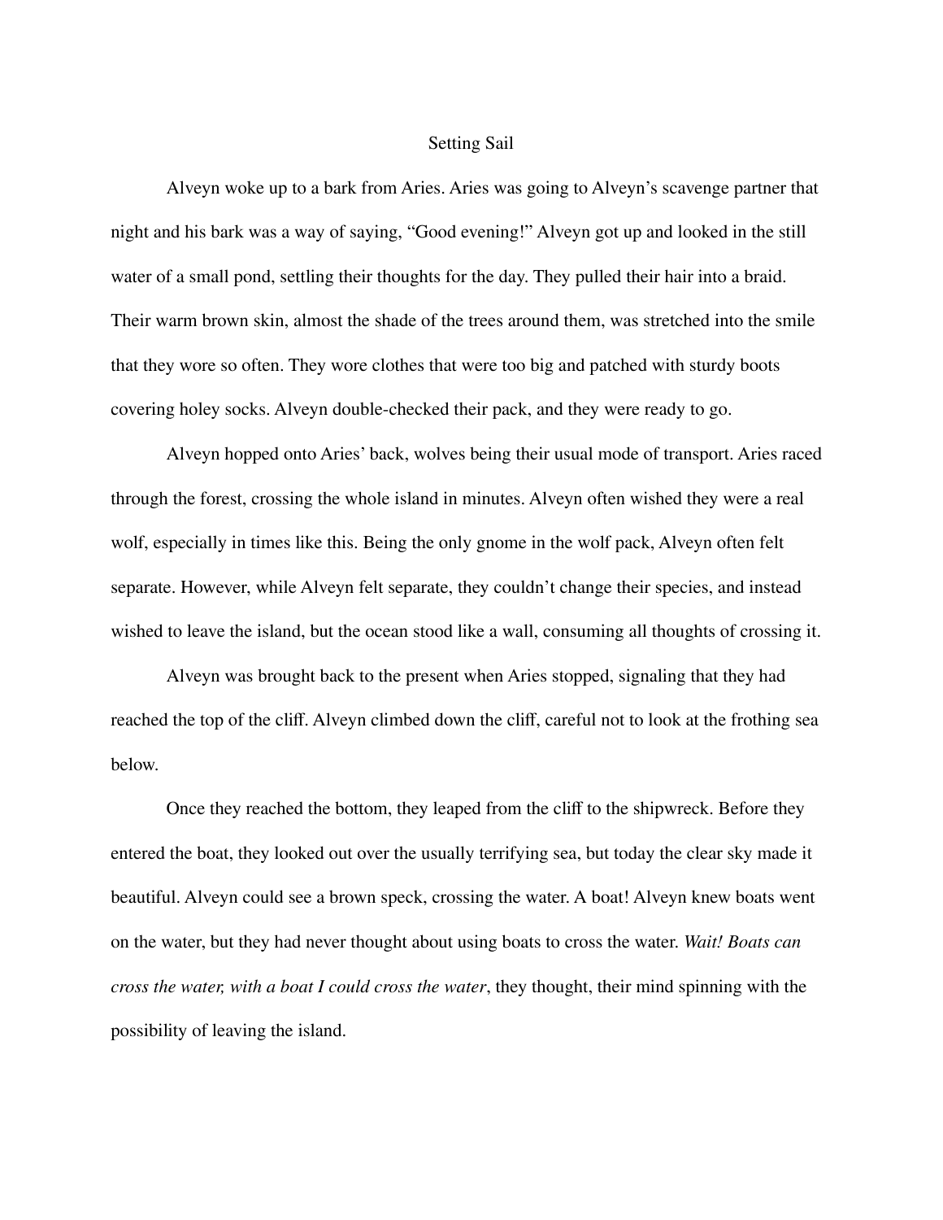# Setting Sail

Alveyn woke up to a bark from Aries. Aries was going to Alveyn's scavenge partner that night and his bark was a way of saying, "Good evening!" Alveyn got up and looked in the still water of a small pond, settling their thoughts for the day. They pulled their hair into a braid. Their warm brown skin, almost the shade of the trees around them, was stretched into the smile that they wore so often. They wore clothes that were too big and patched with sturdy boots covering holey socks. Alveyn double-checked their pack, and they were ready to go.

Alveyn hopped onto Aries' back, wolves being their usual mode of transport. Aries raced through the forest, crossing the whole island in minutes. Alveyn often wished they were a real wolf, especially in times like this. Being the only gnome in the wolf pack, Alveyn often felt separate. However, while Alveyn felt separate, they couldn't change their species, and instead wished to leave the island, but the ocean stood like a wall, consuming all thoughts of crossing it.

Alveyn was brought back to the present when Aries stopped, signaling that they had reached the top of the cliff. Alveyn climbed down the cliff, careful not to look at the frothing sea below.

Once they reached the bottom, they leaped from the cliff to the shipwreck. Before they entered the boat, they looked out over the usually terrifying sea, but today the clear sky made it beautiful. Alveyn could see a brown speck, crossing the water. A boat! Alveyn knew boats went on the water, but they had never thought about using boats to cross the water. *Wait! Boats can cross the water, with a boat I could cross the water*, they thought, their mind spinning with the possibility of leaving the island.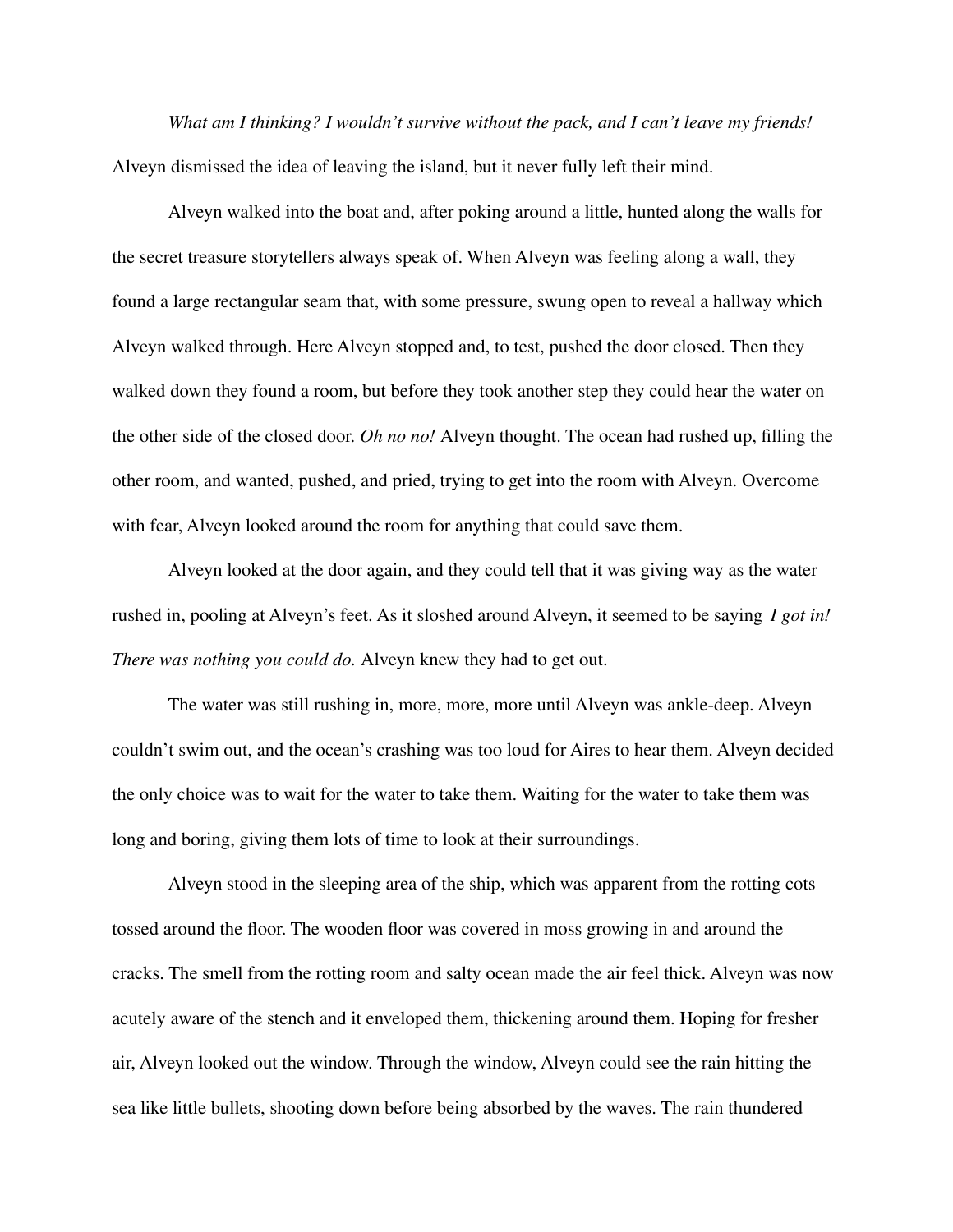*What am I thinking? I wouldn't survive without the pack, and I can't leave my friends!* Alveyn dismissed the idea of leaving the island, but it never fully left their mind.

Alveyn walked into the boat and, after poking around a little, hunted along the walls for the secret treasure storytellers always speak of. When Alveyn was feeling along a wall, they found a large rectangular seam that, with some pressure, swung open to reveal a hallway which Alveyn walked through. Here Alveyn stopped and, to test, pushed the door closed. Then they walked down they found a room, but before they took another step they could hear the water on the other side of the closed door. *Oh no no!* Alveyn thought. The ocean had rushed up, filling the other room, and wanted, pushed, and pried, trying to get into the room with Alveyn. Overcome with fear, Alveyn looked around the room for anything that could save them.

Alveyn looked at the door again, and they could tell that it was giving way as the water rushed in, pooling at Alveyn's feet. As it sloshed around Alveyn, it seemed to be saying *I got in! There was nothing you could do.* Alveyn knew they had to get out.

The water was still rushing in, more, more, more until Alveyn was ankle-deep. Alveyn couldn't swim out, and the ocean's crashing was too loud for Aires to hear them. Alveyn decided the only choice was to wait for the water to take them. Waiting for the water to take them was long and boring, giving them lots of time to look at their surroundings.

Alveyn stood in the sleeping area of the ship, which was apparent from the rotting cots tossed around the floor. The wooden floor was covered in moss growing in and around the cracks. The smell from the rotting room and salty ocean made the air feel thick. Alveyn was now acutely aware of the stench and it enveloped them, thickening around them. Hoping for fresher air, Alveyn looked out the window. Through the window, Alveyn could see the rain hitting the sea like little bullets, shooting down before being absorbed by the waves. The rain thundered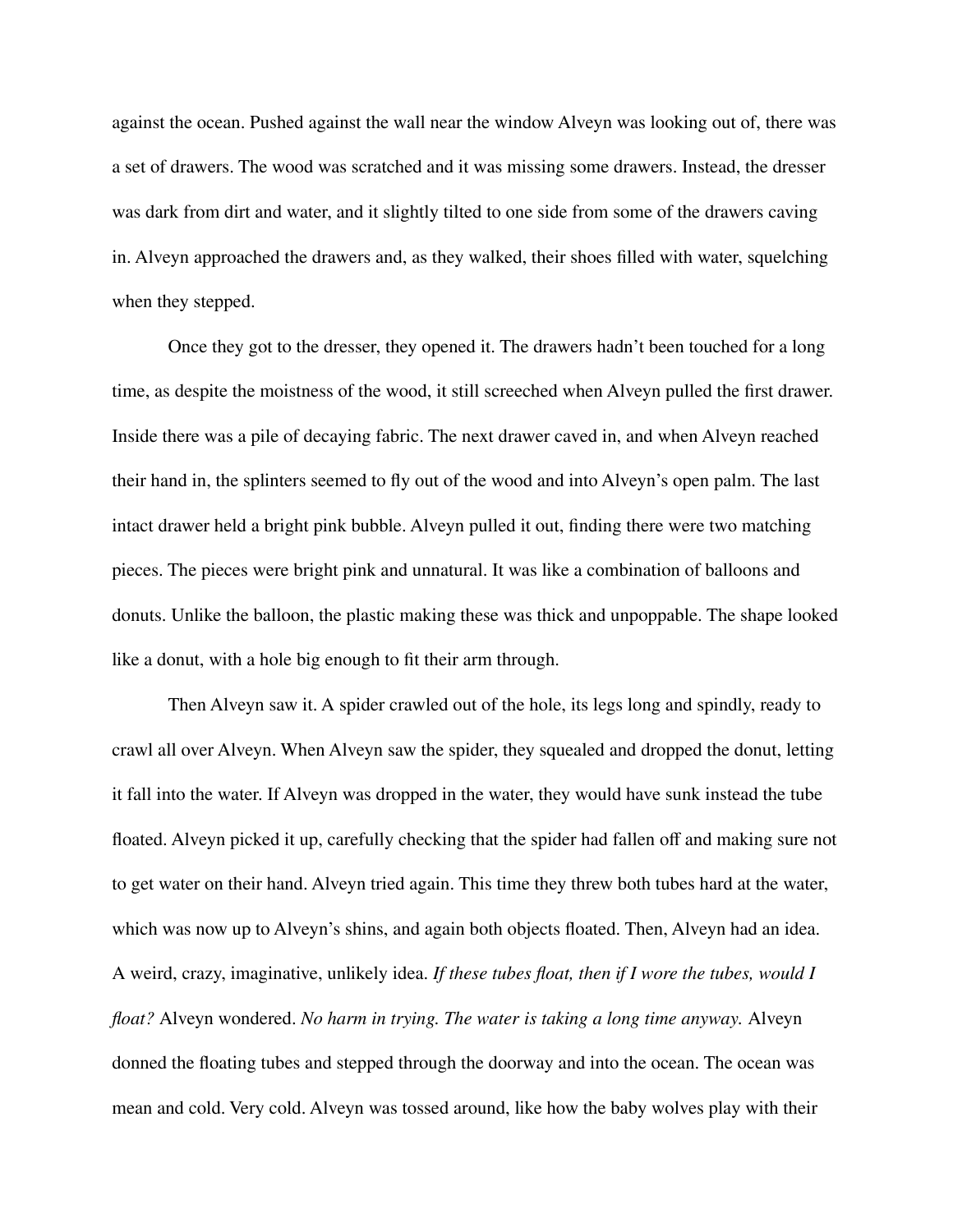against the ocean. Pushed against the wall near the window Alveyn was looking out of, there was a set of drawers. The wood was scratched and it was missing some drawers. Instead, the dresser was dark from dirt and water, and it slightly tilted to one side from some of the drawers caving in. Alveyn approached the drawers and, as they walked, their shoes filled with water, squelching when they stepped.

Once they got to the dresser, they opened it. The drawers hadn't been touched for a long time, as despite the moistness of the wood, it still screeched when Alveyn pulled the first drawer. Inside there was a pile of decaying fabric. The next drawer caved in, and when Alveyn reached their hand in, the splinters seemed to fly out of the wood and into Alveyn's open palm. The last intact drawer held a bright pink bubble. Alveyn pulled it out, finding there were two matching pieces. The pieces were bright pink and unnatural. It was like a combination of balloons and donuts. Unlike the balloon, the plastic making these was thick and unpoppable. The shape looked like a donut, with a hole big enough to fit their arm through.

Then Alveyn saw it. A spider crawled out of the hole, its legs long and spindly, ready to crawl all over Alveyn. When Alveyn saw the spider, they squealed and dropped the donut, letting it fall into the water. If Alveyn was dropped in the water, they would have sunk instead the tube floated. Alveyn picked it up, carefully checking that the spider had fallen off and making sure not to get water on their hand. Alveyn tried again. This time they threw both tubes hard at the water, which was now up to Alveyn's shins, and again both objects floated. Then, Alveyn had an idea. A weird, crazy, imaginative, unlikely idea. *If these tubes float, then if I wore the tubes, would I float?* Alveyn wondered. *No harm in trying. The water is taking a long time anyway.* Alveyn donned the floating tubes and stepped through the doorway and into the ocean. The ocean was mean and cold. Very cold. Alveyn was tossed around, like how the baby wolves play with their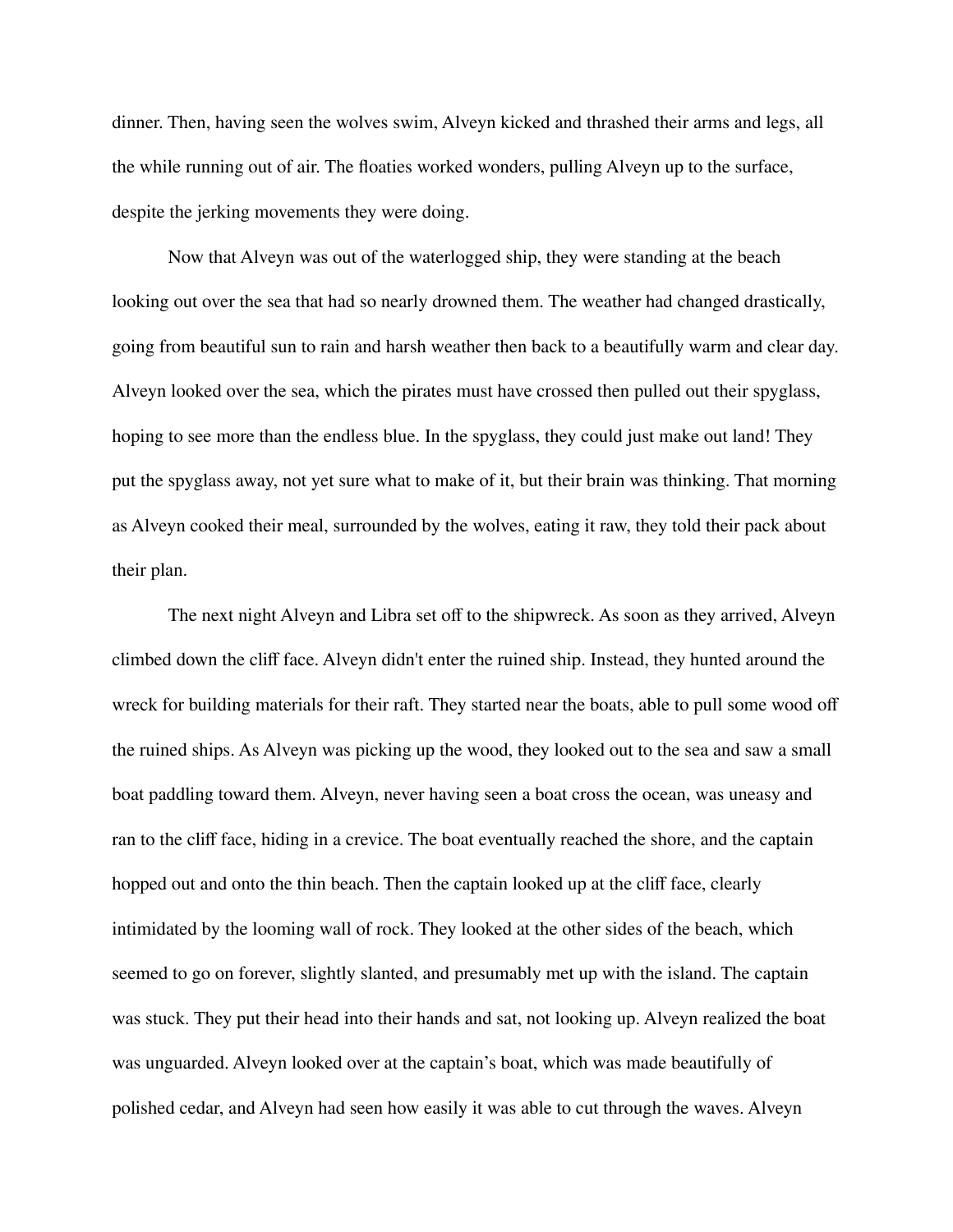dinner. Then, having seen the wolves swim, Alveyn kicked and thrashed their arms and legs, all the while running out of air. The floaties worked wonders, pulling Alveyn up to the surface, despite the jerking movements they were doing.

Now that Alveyn was out of the waterlogged ship, they were standing at the beach looking out over the sea that had so nearly drowned them. The weather had changed drastically, going from beautiful sun to rain and harsh weather then back to a beautifully warm and clear day. Alveyn looked over the sea, which the pirates must have crossed then pulled out their spyglass, hoping to see more than the endless blue. In the spyglass, they could just make out land! They put the spyglass away, not yet sure what to make of it, but their brain was thinking. That morning as Alveyn cooked their meal, surrounded by the wolves, eating it raw, they told their pack about their plan.

The next night Alveyn and Libra set off to the shipwreck. As soon as they arrived, Alveyn climbed down the cliff face. Alveyn didn't enter the ruined ship. Instead, they hunted around the wreck for building materials for their raft. They started near the boats, able to pull some wood off the ruined ships. As Alveyn was picking up the wood, they looked out to the sea and saw a small boat paddling toward them. Alveyn, never having seen a boat cross the ocean, was uneasy and ran to the cliff face, hiding in a crevice. The boat eventually reached the shore, and the captain hopped out and onto the thin beach. Then the captain looked up at the cliff face, clearly intimidated by the looming wall of rock. They looked at the other sides of the beach, which seemed to go on forever, slightly slanted, and presumably met up with the island. The captain was stuck. They put their head into their hands and sat, not looking up. Alveyn realized the boat was unguarded. Alveyn looked over at the captain's boat, which was made beautifully of polished cedar, and Alveyn had seen how easily it was able to cut through the waves. Alveyn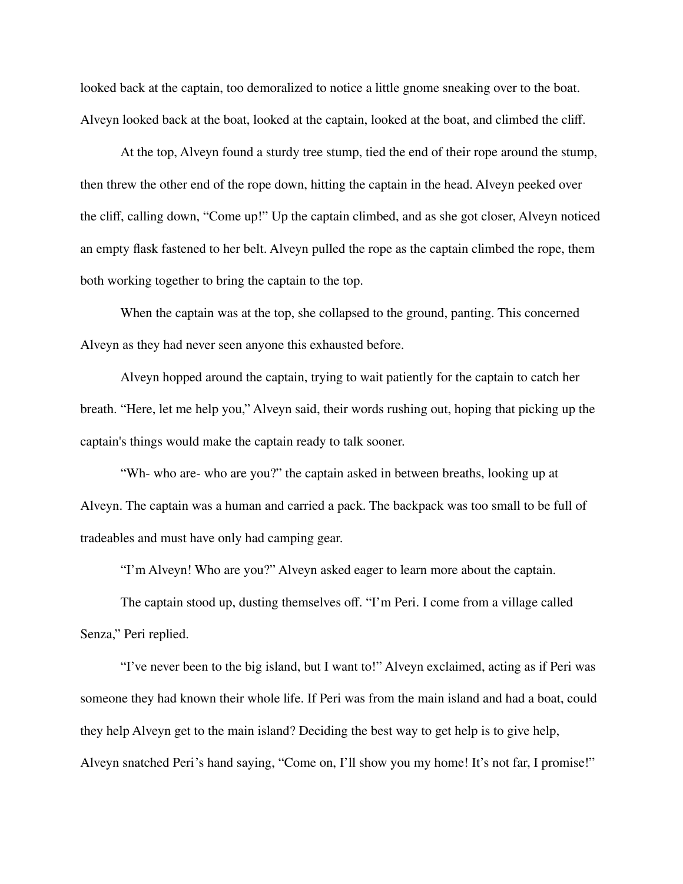looked back at the captain, too demoralized to notice a little gnome sneaking over to the boat. Alveyn looked back at the boat, looked at the captain, looked at the boat, and climbed the cliff.

At the top, Alveyn found a sturdy tree stump, tied the end of their rope around the stump, then threw the other end of the rope down, hitting the captain in the head. Alveyn peeked over the cliff, calling down, "Come up!" Up the captain climbed, and as she got closer, Alveyn noticed an empty flask fastened to her belt. Alveyn pulled the rope as the captain climbed the rope, them both working together to bring the captain to the top.

When the captain was at the top, she collapsed to the ground, panting. This concerned Alveyn as they had never seen anyone this exhausted before.

Alveyn hopped around the captain, trying to wait patiently for the captain to catch her breath. "Here, let me help you," Alveyn said, their words rushing out, hoping that picking up the captain's things would make the captain ready to talk sooner.

"Wh- who are- who are you?" the captain asked in between breaths, looking up at Alveyn. The captain was a human and carried a pack. The backpack was too small to be full of tradeables and must have only had camping gear.

"I'm Alveyn! Who are you?" Alveyn asked eager to learn more about the captain.

The captain stood up, dusting themselves off. "I'm Peri. I come from a village called Senza," Peri replied.

"I've never been to the big island, but I want to!" Alveyn exclaimed, acting as if Peri was someone they had known their whole life. If Peri was from the main island and had a boat, could they help Alveyn get to the main island? Deciding the best way to get help is to give help, Alveyn snatched Peri's hand saying, "Come on, I'll show you my home! It's not far, I promise!"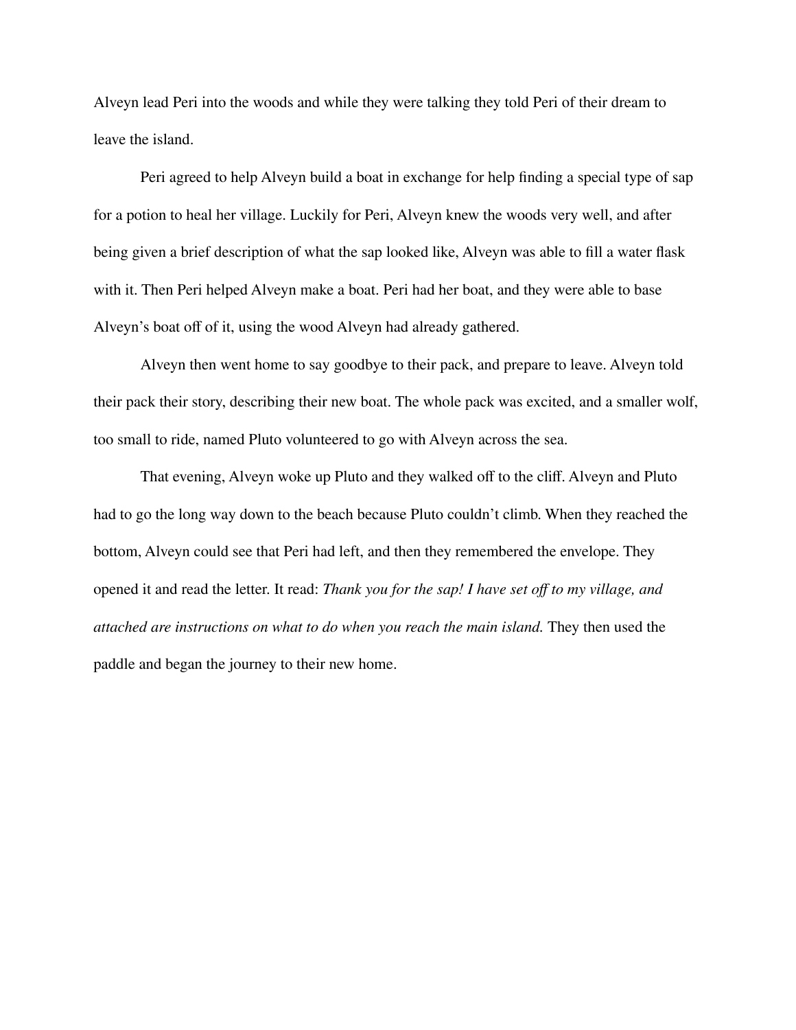Alveyn lead Peri into the woods and while they were talking they told Peri of their dream to leave the island.

Peri agreed to help Alveyn build a boat in exchange for help finding a special type of sap for a potion to heal her village. Luckily for Peri, Alveyn knew the woods very well, and after being given a brief description of what the sap looked like, Alveyn was able to fill a water flask with it. Then Peri helped Alveyn make a boat. Peri had her boat, and they were able to base Alveyn's boat off of it, using the wood Alveyn had already gathered.

Alveyn then went home to say goodbye to their pack, and prepare to leave. Alveyn told their pack their story, describing their new boat. The whole pack was excited, and a smaller wolf, too small to ride, named Pluto volunteered to go with Alveyn across the sea.

That evening, Alveyn woke up Pluto and they walked off to the cliff. Alveyn and Pluto had to go the long way down to the beach because Pluto couldn't climb. When they reached the bottom, Alveyn could see that Peri had left, and then they remembered the envelope. They opened it and read the letter. It read: *Thank you for the sap! I have set off to my village, and attached are instructions on what to do when you reach the main island.* They then used the paddle and began the journey to their new home.